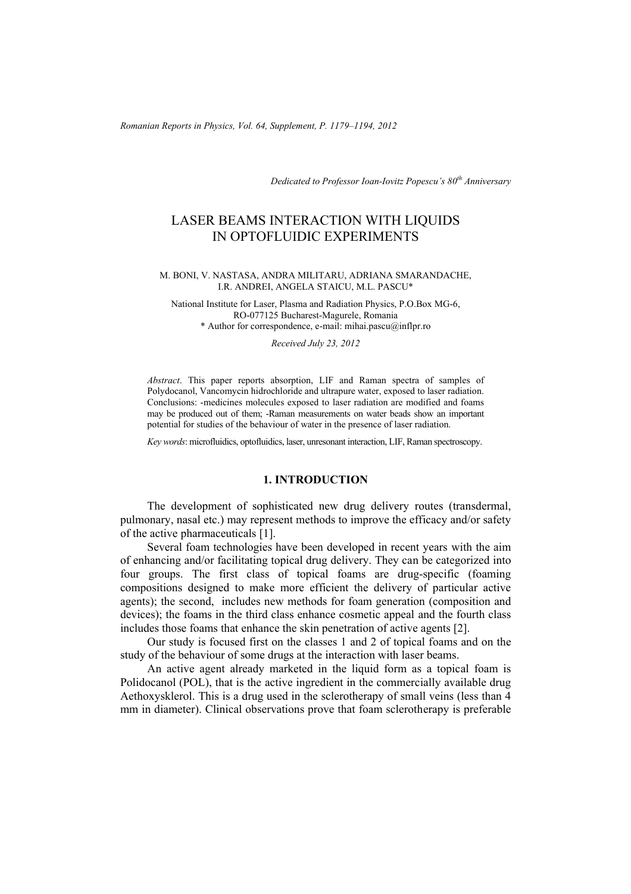*Dedicated to Professor Ioan-Iovitz Popescu's 80th Anniversary*

# LASER BEAMS INTERACTION WITH LIQUIDS IN OPTOFLUIDIC EXPERIMENTS

M. BONI, V. NASTASA, ANDRA MILITARU, ADRIANA SMARANDACHE, I.R. ANDREI, ANGELA STAICU, M.L. PASCU*

National Institute for Laser, Plasma and Radiation Physics, P.O.Box MG-6, RO-077125 Bucharest-Magurele, Romania
\* Author for correspondence, e-mail: mihai.pascu@inflpr.ro

*Received July 23, 2012*

*Abstract*. This paper reports absorption, LIF and Raman spectra of samples of Polydocanol, Vancomycin hidrochloride and ultrapure water, exposed to laser radiation. Conclusions: -medicines molecules exposed to laser radiation are modified and foams may be produced out of them; -Raman measurements on water beads show an important potential for studies of the behaviour of water in the presence of laser radiation.

*Key words*: microfluidics, optofluidics, laser, unresonant interaction, LIF, Raman spectroscopy.

## 1. INTRODUCTION

The development of sophisticated new drug delivery routes (transdermal, pulmonary, nasal etc.) may represent methods to improve the efficacy and/or safety of the active pharmaceuticals [1].

Several foam technologies have been developed in recent years with the aim of enhancing and/or facilitating topical drug delivery. They can be categorized into four groups. The first class of topical foams are drug-specific (foaming compositions designed to make more efficient the delivery of particular active agents); the second, includes new methods for foam generation (composition and devices); the foams in the third class enhance cosmetic appeal and the fourth class includes those foams that enhance the skin penetration of active agents [2].

Our study is focused first on the classes 1 and 2 of topical foams and on the study of the behaviour of some drugs at the interaction with laser beams.

An active agent already marketed in the liquid form as a topical foam is Polidocanol (POL), that is the active ingredient in the commercially available drug Aethoxysklerol. This is a drug used in the sclerotherapy of small veins (less than 4 mm in diameter). Clinical observations prove that foam sclerotherapy is preferable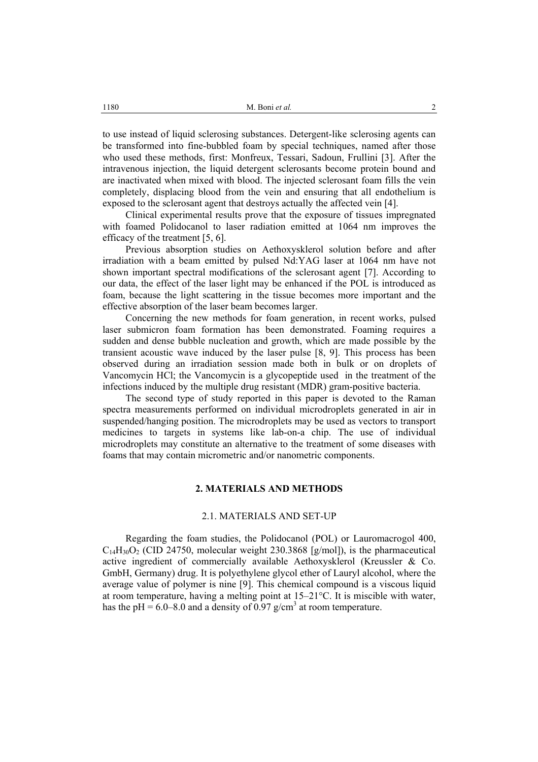to use instead of liquid sclerosing substances. Detergent-like sclerosing agents can be transformed into fine-bubbled foam by special techniques, named after those who used these methods, first: Monfreux, Tessari, Sadoun, Frullini [3]. After the intravenous injection, the liquid detergent sclerosants become protein bound and are inactivated when mixed with blood. The injected sclerosant foam fills the vein completely, displacing blood from the vein and ensuring that all endothelium is exposed to the sclerosant agent that destroys actually the affected vein [4].

Clinical experimental results prove that the exposure of tissues impregnated with foamed Polidocanol to laser radiation emitted at 1064 nm improves the efficacy of the treatment [5, 6].

Previous absorption studies on Aethoxysklerol solution before and after irradiation with a beam emitted by pulsed Nd:YAG laser at 1064 nm have not shown important spectral modifications of the sclerosant agent [7]. According to our data, the effect of the laser light may be enhanced if the POL is introduced as foam, because the light scattering in the tissue becomes more important and the effective absorption of the laser beam becomes larger.

Concerning the new methods for foam generation, in recent works, pulsed laser submicron foam formation has been demonstrated. Foaming requires a sudden and dense bubble nucleation and growth, which are made possible by the transient acoustic wave induced by the laser pulse [8, 9]. This process has been observed during an irradiation session made both in bulk or on droplets of Vancomycin HCl; the Vancomycin is a glycopeptide used in the treatment of the infections induced by the multiple drug resistant (MDR) gram-positive bacteria.

The second type of study reported in this paper is devoted to the Raman spectra measurements performed on individual microdroplets generated in air in suspended/hanging position. The microdroplets may be used as vectors to transport medicines to targets in systems like lab-on-a chip. The use of individual microdroplets may constitute an alternative to the treatment of some diseases with foams that may contain micrometric and/or nanometric components.

## 2. MATERIALS AND METHODS

### 2.1. MATERIALS AND SET-UP

Regarding the foam studies, the Polidocanol (POL) or Lauromacrogol 400, $C_{14}H_{30}O_2$ (CID 24750, molecular weight 230.3868 [g/mol]), is the pharmaceutical active ingredient of commercially available Aethoxysklerol (Kreussler & Co. GmbH, Germany) drug. It is polyethylene glycol ether of Lauryl alcohol, where the average value of polymer is nine [9]. This chemical compound is a viscous liquid at room temperature, having a melting point at 15–21°C. It is miscible with water, has the pH = 6.0–8.0 and a density of 0.97 g/cm$^3$ at room temperature.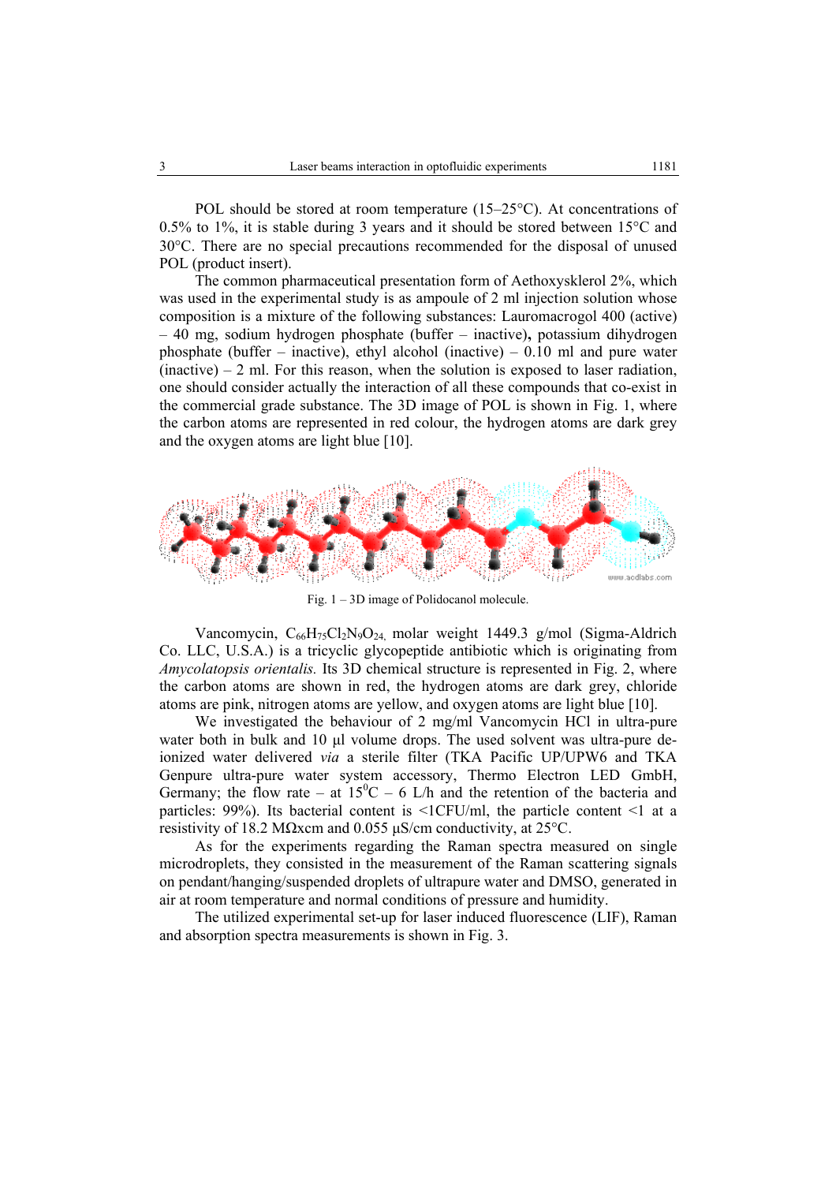POL should be stored at room temperature (15–25°C). At concentrations of 0.5% to 1%, it is stable during 3 years and it should be stored between 15°C and 30°C. There are no special precautions recommended for the disposal of unused POL (product insert).

The common pharmaceutical presentation form of Aethoxysklerol 2%, which was used in the experimental study is as ampoule of 2 ml injection solution whose composition is a mixture of the following substances: Lauromacrogol 400 (active) – 40 mg, sodium hydrogen phosphate (buffer – inactive), potassium dihydrogen phosphate (buffer – inactive), ethyl alcohol (inactive) – 0.10 ml and pure water (inactive) – 2 ml. For this reason, when the solution is exposed to laser radiation, one should consider actually the interaction of all these compounds that co-exist in the commercial grade substance. The 3D image of POL is shown in Fig. 1, where the carbon atoms are represented in red colour, the hydrogen atoms are dark grey and the oxygen atoms are light blue [10].

Fig. 1 – 3D image of Polidocanol molecule.

Vancomycin, $C_{66}H_{75}Cl_2N_9O_{24}$, molar weight 1449.3 g/mol (Sigma-Aldrich Co. LLC, U.S.A.) is a tricyclic glycopeptide antibiotic which is originating from *Amycolatopsis orientalis.* Its 3D chemical structure is represented in Fig. 2, where the carbon atoms are shown in red, the hydrogen atoms are dark grey, chloride atoms are pink, nitrogen atoms are yellow, and oxygen atoms are light blue [10].

We investigated the behaviour of 2 mg/ml Vancomycin HCl in ultra-pure water both in bulk and 10 µl volume drops. The used solvent was ultra-pure de-ionized water delivered *via* a sterile filter (TKA Pacific UP/UPW6 and TKA Genpure ultra-pure water system accessory, Thermo Electron LED GmbH, Germany; the flow rate – at $15^0$C – 6 L/h and the retention of the bacteria and particles: 99%). Its bacterial content is <1CFU/ml, the particle content <1 at a resistivity of 18.2 MΩxcm and 0.055 µS/cm conductivity, at 25°C.

As for the experiments regarding the Raman spectra measured on single microdroplets, they consisted in the measurement of the Raman scattering signals on pendant/hanging/suspended droplets of ultrapure water and DMSO, generated in air at room temperature and normal conditions of pressure and humidity.

The utilized experimental set-up for laser induced fluorescence (LIF), Raman and absorption spectra measurements is shown in Fig. 3.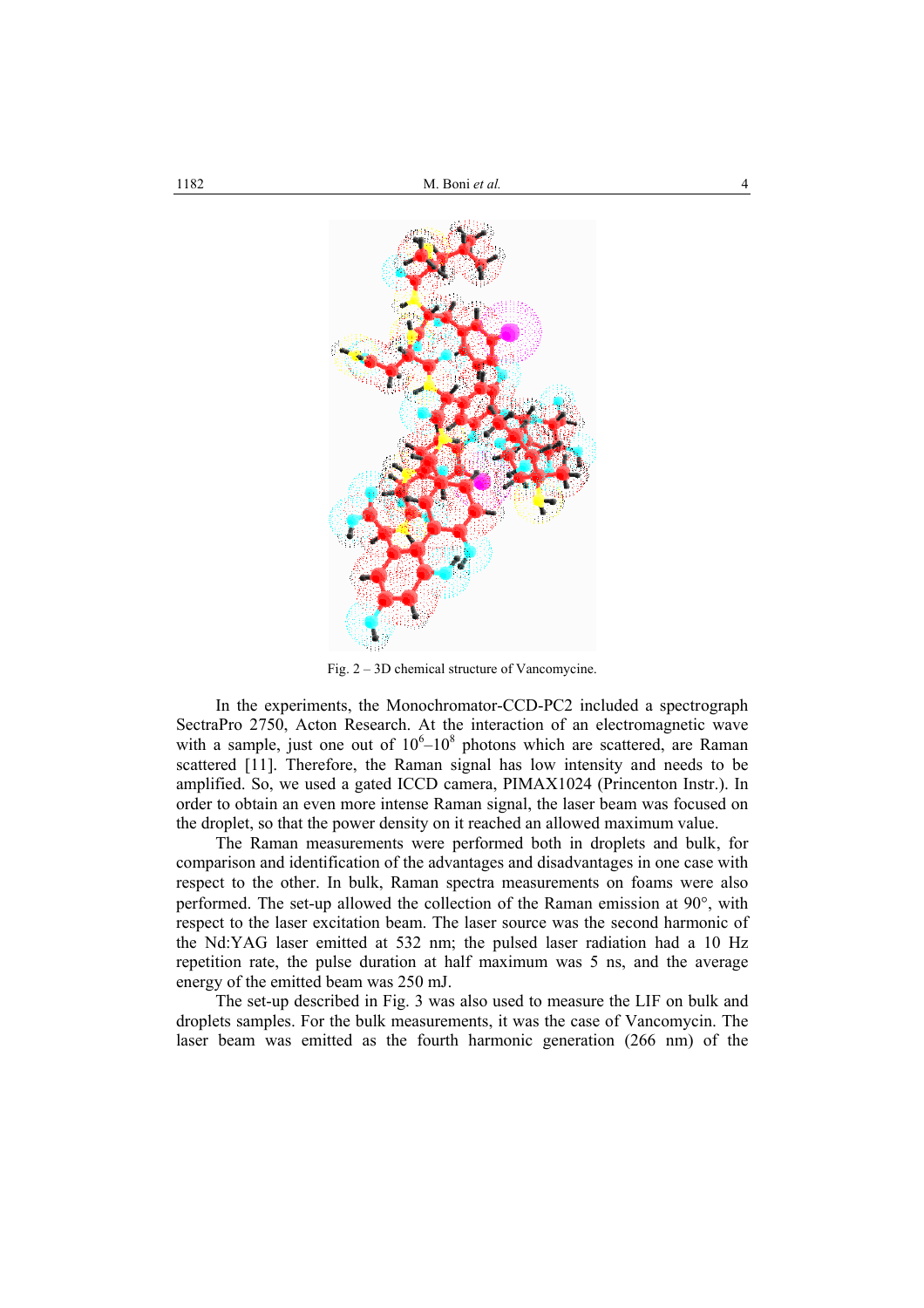Fig. 2 – 3D chemical structure of Vancomycine.

In the experiments, the Monochromator-CCD-PC2 included a spectrograph SectraPro 2750, Acton Research. At the interaction of an electromagnetic wave with a sample, just one out of $10^6$–$10^8$ photons which are scattered, are Raman scattered [11]. Therefore, the Raman signal has low intensity and needs to be amplified. So, we used a gated ICCD camera, PIMAX1024 (Princenton Instr.). In order to obtain an even more intense Raman signal, the laser beam was focused on the droplet, so that the power density on it reached an allowed maximum value.

The Raman measurements were performed both in droplets and bulk, for comparison and identification of the advantages and disadvantages in one case with respect to the other. In bulk, Raman spectra measurements on foams were also performed. The set-up allowed the collection of the Raman emission at 90°, with respect to the laser excitation beam. The laser source was the second harmonic of the Nd:YAG laser emitted at 532 nm; the pulsed laser radiation had a 10 Hz repetition rate, the pulse duration at half maximum was 5 ns, and the average energy of the emitted beam was 250 mJ.

The set-up described in Fig. 3 was also used to measure the LIF on bulk and droplets samples. For the bulk measurements, it was the case of Vancomycin. The laser beam was emitted as the fourth harmonic generation (266 nm) of the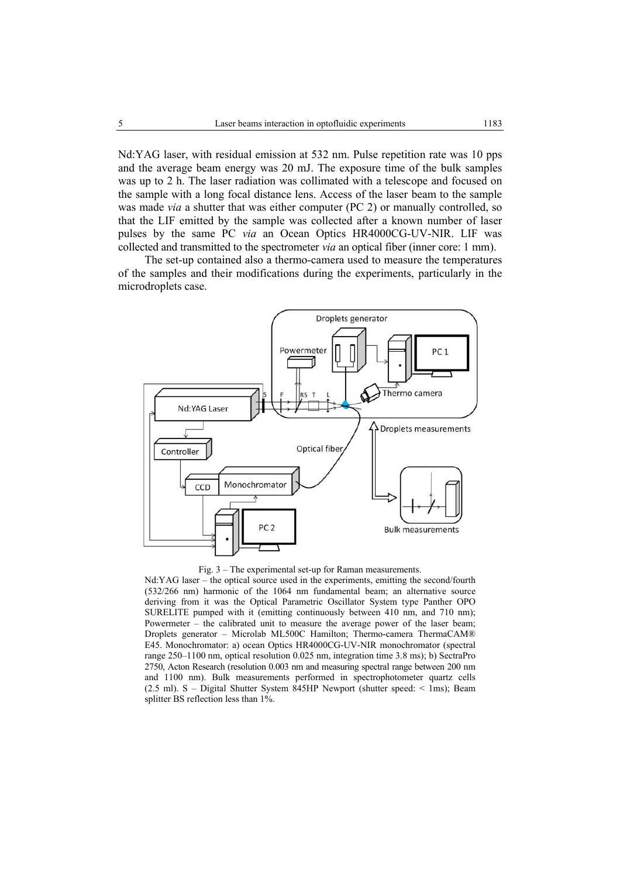Nd:YAG laser, with residual emission at 532 nm. Pulse repetition rate was 10 pps and the average beam energy was 20 mJ. The exposure time of the bulk samples was up to 2 h. The laser radiation was collimated with a telescope and focused on the sample with a long focal distance lens. Access of the laser beam to the sample was made *via* a shutter that was either computer (PC 2) or manually controlled, so that the LIF emitted by the sample was collected after a known number of laser pulses by the same PC *via* an Ocean Optics HR4000CG-UV-NIR. LIF was collected and transmitted to the spectrometer *via* an optical fiber (inner core: 1 mm).

The set-up contained also a thermo-camera used to measure the temperatures of the samples and their modifications during the experiments, particularly in the microdroplets case.

Fig. 3 – The experimental set-up for Raman measurements.

Nd:YAG laser – the optical source used in the experiments, emitting the second/fourth (532/266 nm) harmonic of the 1064 nm fundamental beam; an alternative source deriving from it was the Optical Parametric Oscillator System type Panther OPO SURELITE pumped with it (emitting continuously between 410 nm, and 710 nm); Powermeter – the calibrated unit to measure the average power of the laser beam; Droplets generator – Microlab ML500C Hamilton; Thermo-camera ThermaCAM® E45. Monochromator: a) ocean Optics HR4000CG-UV-NIR monochromator (spectral range 250–1100 nm, optical resolution 0.025 nm, integration time 3.8 ms); b) SectraPro 2750, Acton Research (resolution 0.003 nm and measuring spectral range between 200 nm and 1100 nm). Bulk measurements performed in spectrophotometer quartz cells (2.5 ml). S – Digital Shutter System 845HP Newport (shutter speed: < 1ms); Beam splitter BS reflection less than 1%.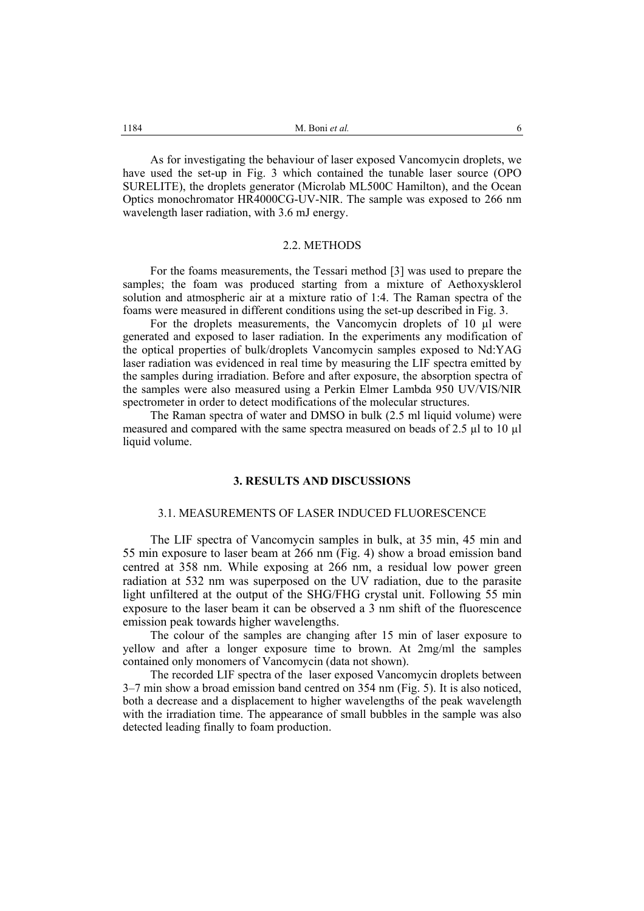As for investigating the behaviour of laser exposed Vancomycin droplets, we have used the set-up in Fig. 3 which contained the tunable laser source (OPO SURELITE), the droplets generator (Microlab ML500C Hamilton), and the Ocean Optics monochromator HR4000CG-UV-NIR. The sample was exposed to 266 nm wavelength laser radiation, with 3.6 mJ energy.

### 2.2. METHODS

For the foams measurements, the Tessari method [3] was used to prepare the samples; the foam was produced starting from a mixture of Aethoxysklerol solution and atmospheric air at a mixture ratio of 1:4. The Raman spectra of the foams were measured in different conditions using the set-up described in Fig. 3.

For the droplets measurements, the Vancomycin droplets of 10 μl were generated and exposed to laser radiation. In the experiments any modification of the optical properties of bulk/droplets Vancomycin samples exposed to Nd:YAG laser radiation was evidenced in real time by measuring the LIF spectra emitted by the samples during irradiation. Before and after exposure, the absorption spectra of the samples were also measured using a Perkin Elmer Lambda 950 UV/VIS/NIR spectrometer in order to detect modifications of the molecular structures.

The Raman spectra of water and DMSO in bulk (2.5 ml liquid volume) were measured and compared with the same spectra measured on beads of 2.5 μl to 10 μl liquid volume.

## 3. RESULTS AND DISCUSSIONS

### 3.1. MEASUREMENTS OF LASER INDUCED FLUORESCENCE

The LIF spectra of Vancomycin samples in bulk, at 35 min, 45 min and 55 min exposure to laser beam at 266 nm (Fig. 4) show a broad emission band centred at 358 nm. While exposing at 266 nm, a residual low power green radiation at 532 nm was superposed on the UV radiation, due to the parasite light unfiltered at the output of the SHG/FHG crystal unit. Following 55 min exposure to the laser beam it can be observed a 3 nm shift of the fluorescence emission peak towards higher wavelengths.

The colour of the samples are changing after 15 min of laser exposure to yellow and after a longer exposure time to brown. At 2mg/ml the samples contained only monomers of Vancomycin (data not shown).

The recorded LIF spectra of the laser exposed Vancomycin droplets between 3–7 min show a broad emission band centred on 354 nm (Fig. 5). It is also noticed, both a decrease and a displacement to higher wavelengths of the peak wavelength with the irradiation time. The appearance of small bubbles in the sample was also detected leading finally to foam production.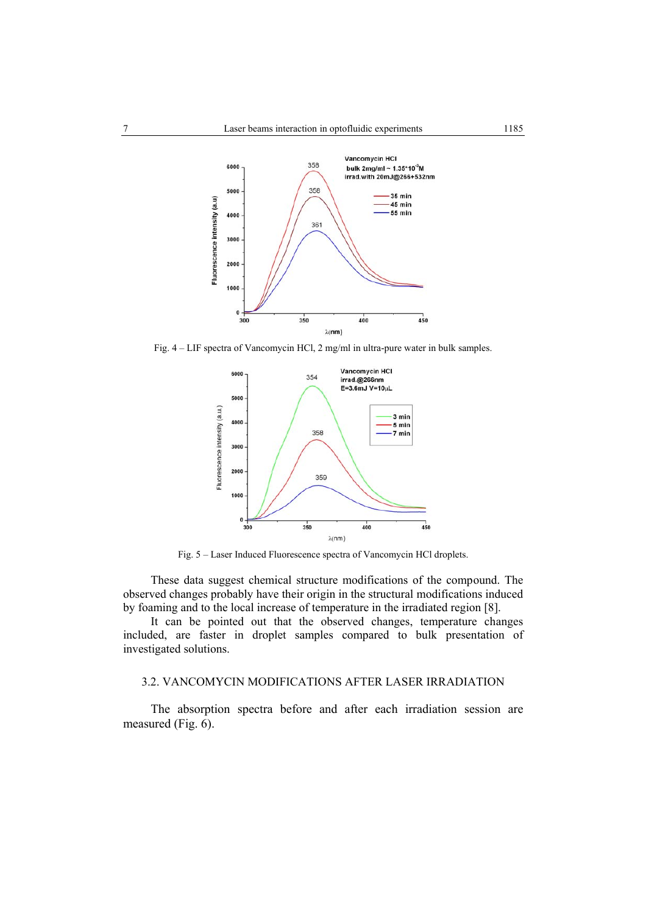Fig. 4 – LIF spectra of Vancomycin HCl, 2 mg/ml in ultra-pure water in bulk samples.

Fig. 5 – Laser Induced Fluorescence spectra of Vancomycin HCl droplets.

These data suggest chemical structure modifications of the compound. The observed changes probably have their origin in the structural modifications induced by foaming and to the local increase of temperature in the irradiated region [8].

It can be pointed out that the observed changes, temperature changes included, are faster in droplet samples compared to bulk presentation of investigated solutions.

### 3.2. VANCOMYCIN MODIFICATIONS AFTER LASER IRRADIATION

The absorption spectra before and after each irradiation session are measured (Fig. 6).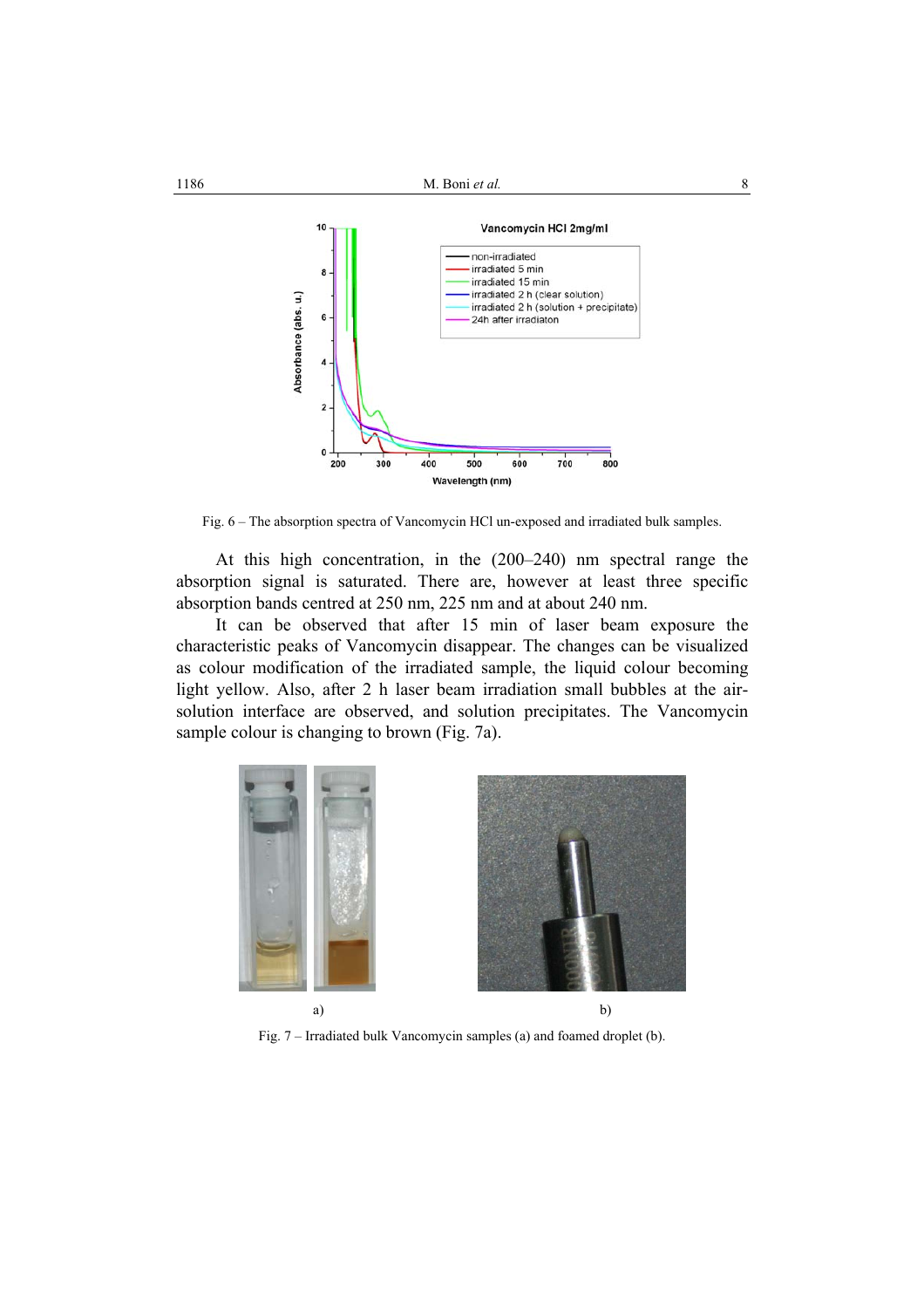Fig. 6 – The absorption spectra of Vancomycin HCl un-exposed and irradiated bulk samples.

At this high concentration, in the (200–240) nm spectral range the absorption signal is saturated. There are, however at least three specific absorption bands centred at 250 nm, 225 nm and at about 240 nm.

It can be observed that after 15 min of laser beam exposure the characteristic peaks of Vancomycin disappear. The changes can be visualized as colour modification of the irradiated sample, the liquid colour becoming light yellow. Also, after 2 h laser beam irradiation small bubbles at the air-solution interface are observed, and solution precipitates. The Vancomycin sample colour is changing to brown (Fig. 7a).

a) b)

Fig. 7 – Irradiated bulk Vancomycin samples (a) and foamed droplet (b).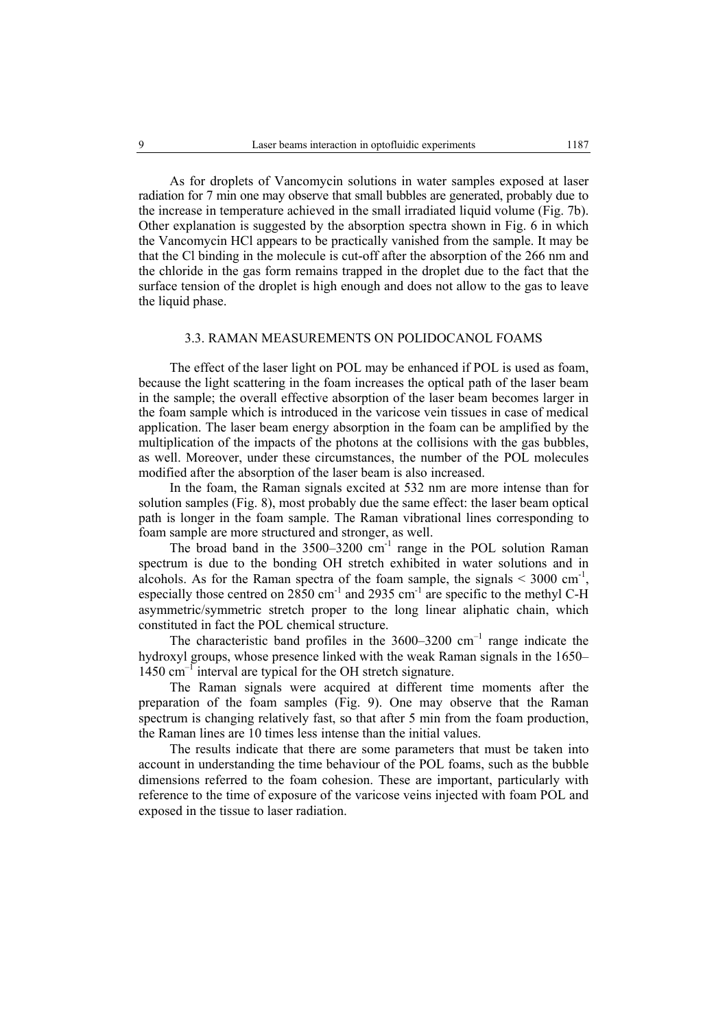As for droplets of Vancomycin solutions in water samples exposed at laser radiation for 7 min one may observe that small bubbles are generated, probably due to the increase in temperature achieved in the small irradiated liquid volume (Fig. 7b). Other explanation is suggested by the absorption spectra shown in Fig. 6 in which the Vancomycin HCl appears to be practically vanished from the sample. It may be that the Cl binding in the molecule is cut-off after the absorption of the 266 nm and the chloride in the gas form remains trapped in the droplet due to the fact that the surface tension of the droplet is high enough and does not allow to the gas to leave the liquid phase.

### 3.3. RAMAN MEASUREMENTS ON POLIDOCANOL FOAMS

The effect of the laser light on POL may be enhanced if POL is used as foam, because the light scattering in the foam increases the optical path of the laser beam in the sample; the overall effective absorption of the laser beam becomes larger in the foam sample which is introduced in the varicose vein tissues in case of medical application. The laser beam energy absorption in the foam can be amplified by the multiplication of the impacts of the photons at the collisions with the gas bubbles, as well. Moreover, under these circumstances, the number of the POL molecules modified after the absorption of the laser beam is also increased.

In the foam, the Raman signals excited at 532 nm are more intense than for solution samples (Fig. 8), most probably due the same effect: the laser beam optical path is longer in the foam sample. The Raman vibrational lines corresponding to foam sample are more structured and stronger, as well.

The broad band in the 3500–3200 $cm^{-1}$ range in the POL solution Raman spectrum is due to the bonding OH stretch exhibited in water solutions and in alcohols. As for the Raman spectra of the foam sample, the signals $< 3000$ $cm^{-1}$, especially those centred on 2850 $cm^{-1}$ and 2935 $cm^{-1}$ are specific to the methyl C-H asymmetric/symmetric stretch proper to the long linear aliphatic chain, which constituted in fact the POL chemical structure.

The characteristic band profiles in the 3600–3200 $cm^{-1}$ range indicate the hydroxyl groups, whose presence linked with the weak Raman signals in the 1650–1450 $cm^{-1}$ interval are typical for the OH stretch signature.

The Raman signals were acquired at different time moments after the preparation of the foam samples (Fig. 9). One may observe that the Raman spectrum is changing relatively fast, so that after 5 min from the foam production, the Raman lines are 10 times less intense than the initial values.

The results indicate that there are some parameters that must be taken into account in understanding the time behaviour of the POL foams, such as the bubble dimensions referred to the foam cohesion. These are important, particularly with reference to the time of exposure of the varicose veins injected with foam POL and exposed in the tissue to laser radiation.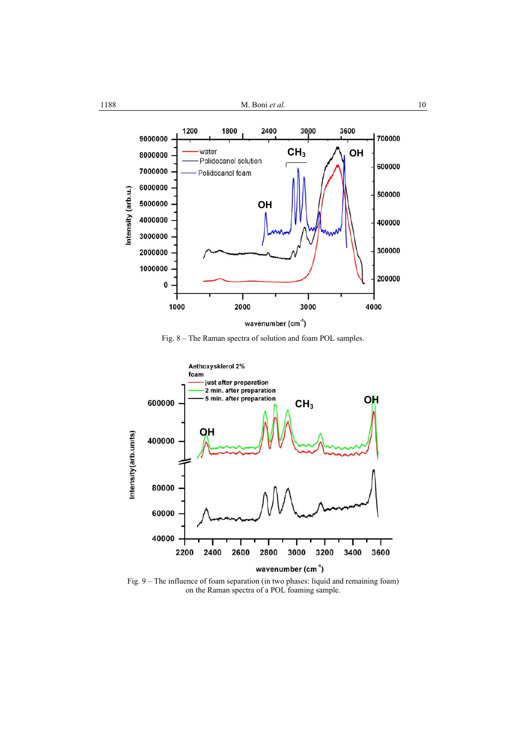Fig. 8 – The Raman spectra of solution and foam POL samples.

Fig. 9 – The influence of foam separation (in two phases: liquid and remaining foam) on the Raman spectra of a POL foaming sample.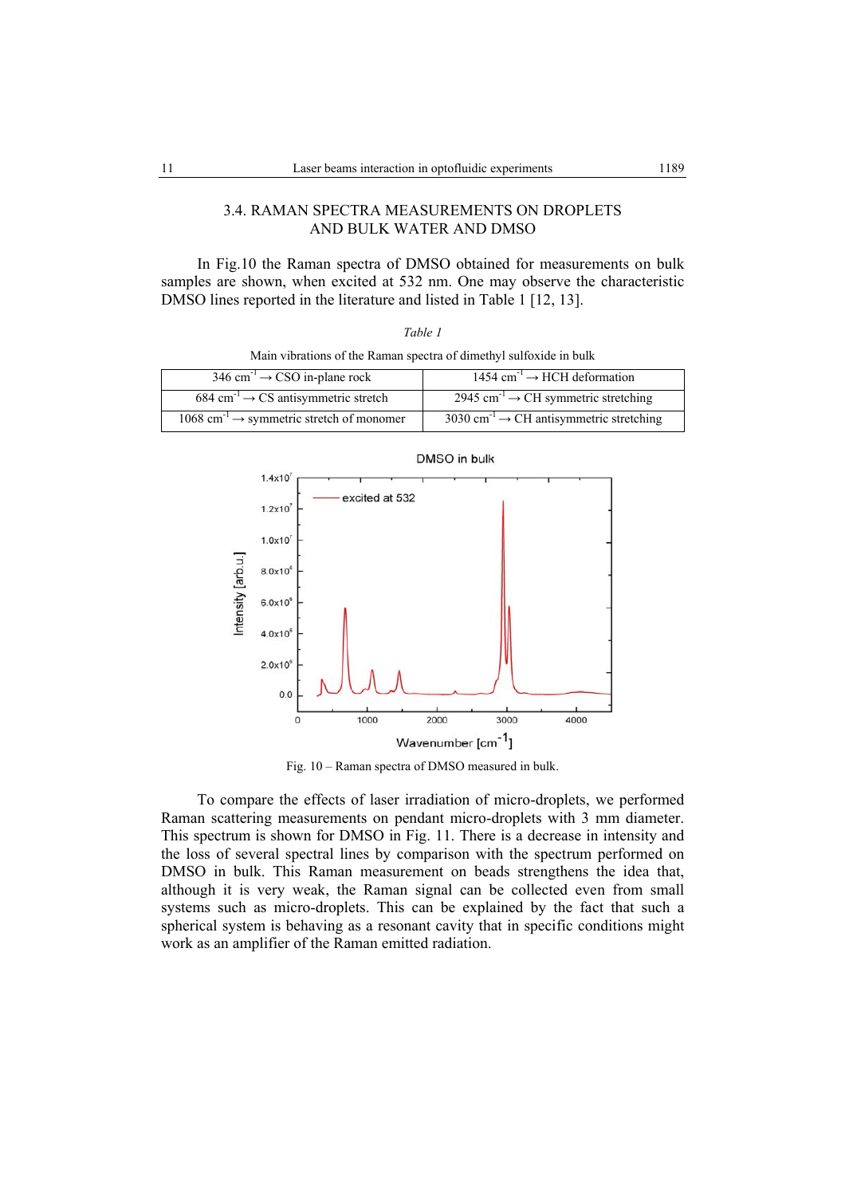### 3.4. RAMAN SPECTRA MEASUREMENTS ON DROPLETS AND BULK WATER AND DMSO

In Fig.10 the Raman spectra of DMSO obtained for measurements on bulk samples are shown, when excited at 532 nm. One may observe the characteristic DMSO lines reported in the literature and listed in Table 1 [12, 13].

*Table 1*

Main vibrations of the Raman spectra of dimethyl sulfoxide in bulk

| | |
|---|---|
| 346 $cm^{-1}$ → CSO in-plane rock | 1454 $cm^{-1}$ → HCH deformation |
| 684 $cm^{-1}$ → CS antisymmetric stretch | 2945 $cm^{-1}$ → CH symmetric stretching |
| 1068 $cm^{-1}$ → symmetric stretch of monomer | 3030 $cm^{-1}$ → CH antisymmetric stretching |

Fig. 10 – Raman spectra of DMSO measured in bulk.

To compare the effects of laser irradiation of micro-droplets, we performed Raman scattering measurements on pendant micro-droplets with 3 mm diameter. This spectrum is shown for DMSO in Fig. 11. There is a decrease in intensity and the loss of several spectral lines by comparison with the spectrum performed on DMSO in bulk. This Raman measurement on beads strengthens the idea that, although it is very weak, the Raman signal can be collected even from small systems such as micro-droplets. This can be explained by the fact that such a spherical system is behaving as a resonant cavity that in specific conditions might work as an amplifier of the Raman emitted radiation.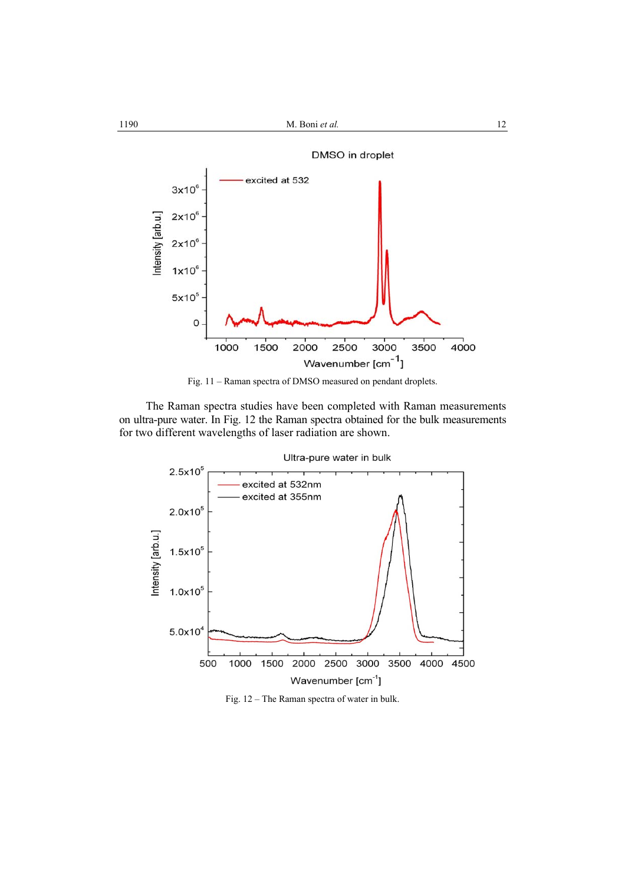Fig. 11 – Raman spectra of DMSO measured on pendant droplets.

The Raman spectra studies have been completed with Raman measurements on ultra-pure water. In Fig. 12 the Raman spectra obtained for the bulk measurements for two different wavelengths of laser radiation are shown.

Fig. 12 – The Raman spectra of water in bulk.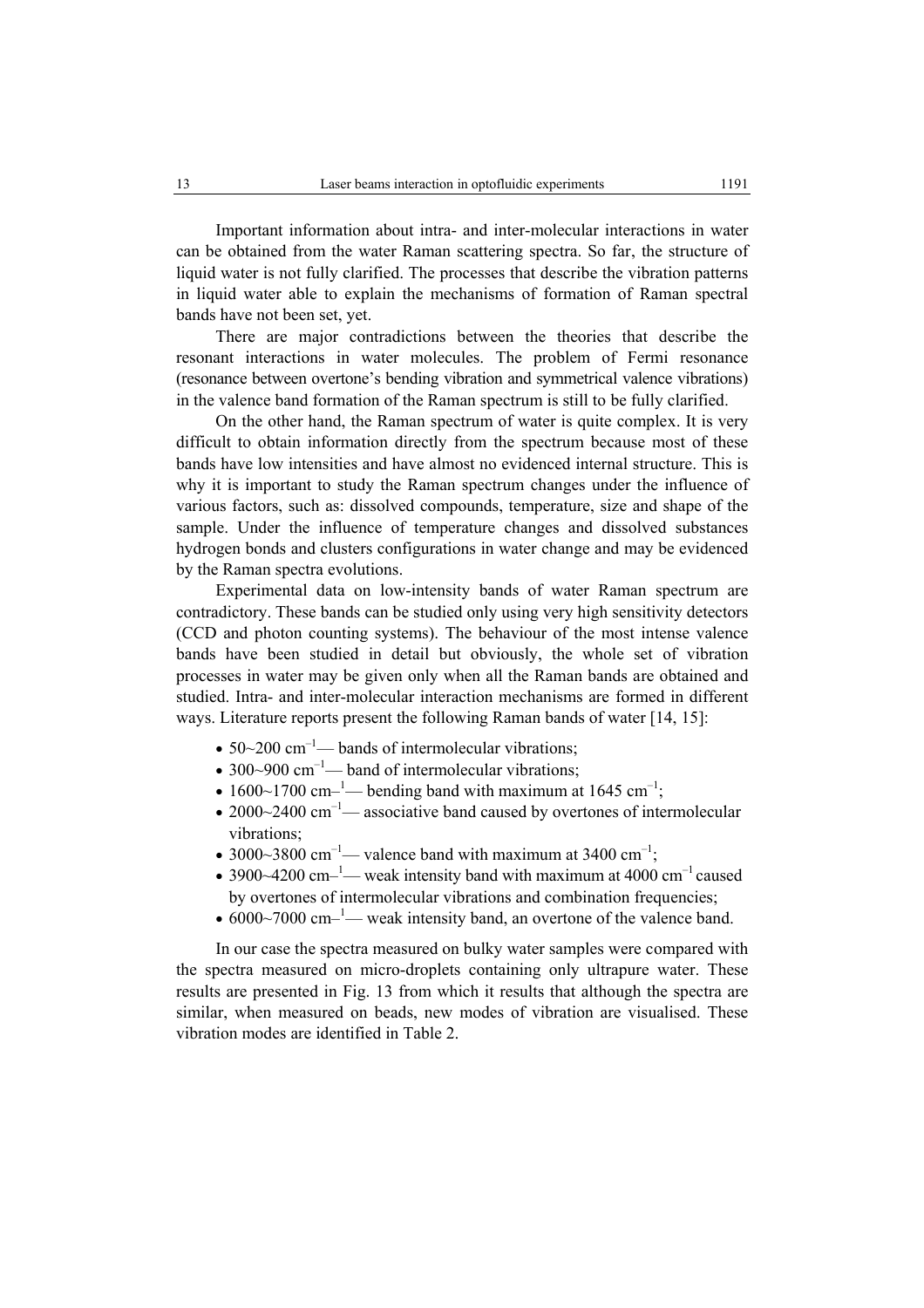Important information about intra- and inter-molecular interactions in water can be obtained from the water Raman scattering spectra. So far, the structure of liquid water is not fully clarified. The processes that describe the vibration patterns in liquid water able to explain the mechanisms of formation of Raman spectral bands have not been set, yet.

There are major contradictions between the theories that describe the resonant interactions in water molecules. The problem of Fermi resonance (resonance between overtone's bending vibration and symmetrical valence vibrations) in the valence band formation of the Raman spectrum is still to be fully clarified.

On the other hand, the Raman spectrum of water is quite complex. It is very difficult to obtain information directly from the spectrum because most of these bands have low intensities and have almost no evidenced internal structure. This is why it is important to study the Raman spectrum changes under the influence of various factors, such as: dissolved compounds, temperature, size and shape of the sample. Under the influence of temperature changes and dissolved substances hydrogen bonds and clusters configurations in water change and may be evidenced by the Raman spectra evolutions.

Experimental data on low-intensity bands of water Raman spectrum are contradictory. These bands can be studied only using very high sensitivity detectors (CCD and photon counting systems). The behaviour of the most intense valence bands have been studied in detail but obviously, the whole set of vibration processes in water may be given only when all the Raman bands are obtained and studied. Intra- and inter-molecular interaction mechanisms are formed in different ways. Literature reports present the following Raman bands of water [14, 15]:

- 50~200 $cm^{-1}$— bands of intermolecular vibrations;
- 300~900 $cm^{-1}$— band of intermolecular vibrations;
- 1600~1700 $cm^{-1}$— bending band with maximum at 1645 $cm^{-1}$;
- 2000~2400 $cm^{-1}$— associative band caused by overtones of intermolecular vibrations;
- 3000~3800 $cm^{-1}$— valence band with maximum at 3400 $cm^{-1}$;
- 3900~4200 $cm^{-1}$— weak intensity band with maximum at 4000 $cm^{-1}$ caused by overtones of intermolecular vibrations and combination frequencies;
- 6000~7000 $cm^{-1}$— weak intensity band, an overtone of the valence band.

In our case the spectra measured on bulky water samples were compared with the spectra measured on micro-droplets containing only ultrapure water. These results are presented in Fig. 13 from which it results that although the spectra are similar, when measured on beads, new modes of vibration are visualised. These vibration modes are identified in Table 2.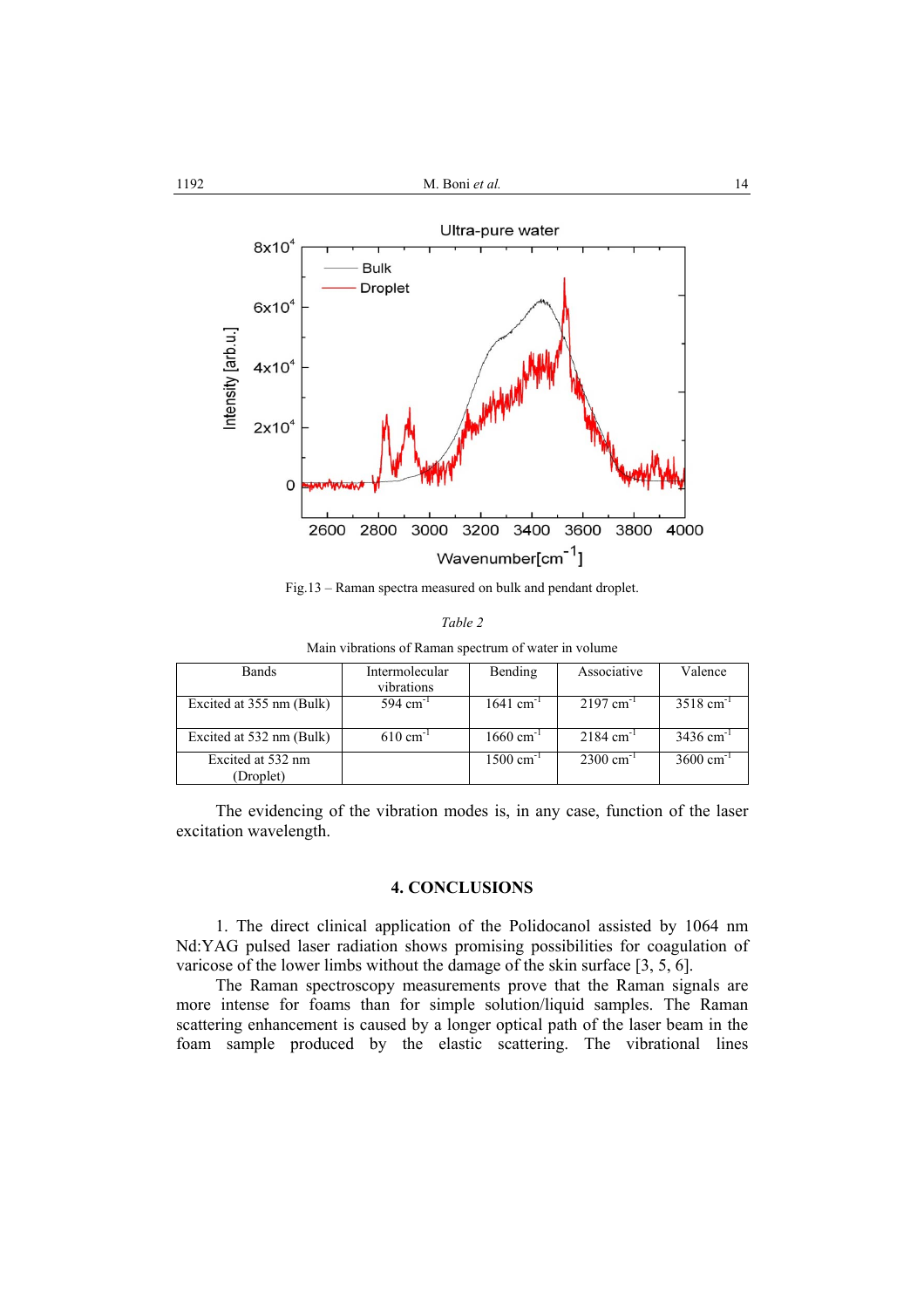Fig.13 – Raman spectra measured on bulk and pendant droplet.

*Table 2*

Main vibrations of Raman spectrum of water in volume

| Bands | Intermolecular vibrations | Bending | Associative | Valence |
|---|---|---|---|---|
| Excited at 355 nm (Bulk) | 594 cm$^{-1}$ | 1641 cm$^{-1}$ | 2197 cm$^{-1}$ | 3518 cm$^{-1}$ |
| Excited at 532 nm (Bulk) | 610 cm$^{-1}$ | 1660 cm$^{-1}$ | 2184 cm$^{-1}$ | 3436 cm$^{-1}$ |
| Excited at 532 nm (Droplet) | | 1500 cm$^{-1}$ | 2300 cm$^{-1}$ | 3600 cm$^{-1}$ |

The evidencing of the vibration modes is, in any case, function of the laser excitation wavelength.

## 4. CONCLUSIONS

1. The direct clinical application of the Polidocanol assisted by 1064 nm Nd:YAG pulsed laser radiation shows promising possibilities for coagulation of varicose of the lower limbs without the damage of the skin surface [3, 5, 6].

The Raman spectroscopy measurements prove that the Raman signals are more intense for foams than for simple solution/liquid samples. The Raman scattering enhancement is caused by a longer optical path of the laser beam in the foam sample produced by the elastic scattering. The vibrational lines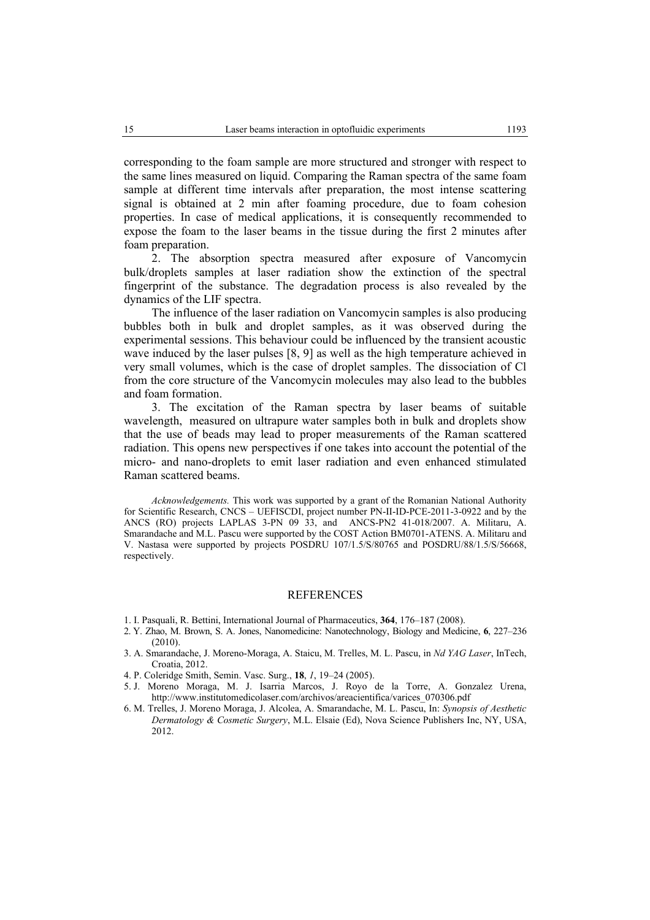corresponding to the foam sample are more structured and stronger with respect to the same lines measured on liquid. Comparing the Raman spectra of the same foam sample at different time intervals after preparation, the most intense scattering signal is obtained at 2 min after foaming procedure, due to foam cohesion properties. In case of medical applications, it is consequently recommended to expose the foam to the laser beams in the tissue during the first 2 minutes after foam preparation.

2. The absorption spectra measured after exposure of Vancomycin bulk/droplets samples at laser radiation show the extinction of the spectral fingerprint of the substance. The degradation process is also revealed by the dynamics of the LIF spectra.

The influence of the laser radiation on Vancomycin samples is also producing bubbles both in bulk and droplet samples, as it was observed during the experimental sessions. This behaviour could be influenced by the transient acoustic wave induced by the laser pulses [8, 9] as well as the high temperature achieved in very small volumes, which is the case of droplet samples. The dissociation of Cl from the core structure of the Vancomycin molecules may also lead to the bubbles and foam formation.

3. The excitation of the Raman spectra by laser beams of suitable wavelength, measured on ultrapure water samples both in bulk and droplets show that the use of beads may lead to proper measurements of the Raman scattered radiation. This opens new perspectives if one takes into account the potential of the micro- and nano-droplets to emit laser radiation and even enhanced stimulated Raman scattered beams.

*Acknowledgements.* This work was supported by a grant of the Romanian National Authority for Scientific Research, CNCS – UEFISCDI, project number PN-II-ID-PCE-2011-3-0922 and by the ANCS (RO) projects LAPLAS 3-PN 09 33, and ANCS-PN2 41-018/2007. A. Militaru, A. Smarandache and M.L. Pascu were supported by the COST Action BM0701-ATENS. A. Militaru and V. Nastasa were supported by projects POSDRU 107/1.5/S/80765 and POSDRU/88/1.5/S/56668, respectively.

## REFERENCES

1. I. Pasquali, R. Bettini, International Journal of Pharmaceutics, **364**, 176–187 (2008).
2. Y. Zhao, M. Brown, S. A. Jones, Nanomedicine: Nanotechnology, Biology and Medicine, **6**, 227–236 (2010).
3. A. Smarandache, J. Moreno-Moraga, A. Staicu, M. Trelles, M. L. Pascu, in *Nd YAG Laser*, InTech, Croatia, 2012.
4. P. Coleridge Smith, Semin. Vasc. Surg., **18**, *1*, 19–24 (2005).
5. J. Moreno Moraga, M. J. Isarria Marcos, J. Royo de la Torre, A. Gonzalez Urena, http://www.institutomedicolaser.com/archivos/areacientifica/varices_070306.pdf
6. M. Trelles, J. Moreno Moraga, J. Alcolea, A. Smarandache, M. L. Pascu, In: *Synopsis of Aesthetic Dermatology & Cosmetic Surgery*, M.L. Elsaie (Ed), Nova Science Publishers Inc, NY, USA, 2012.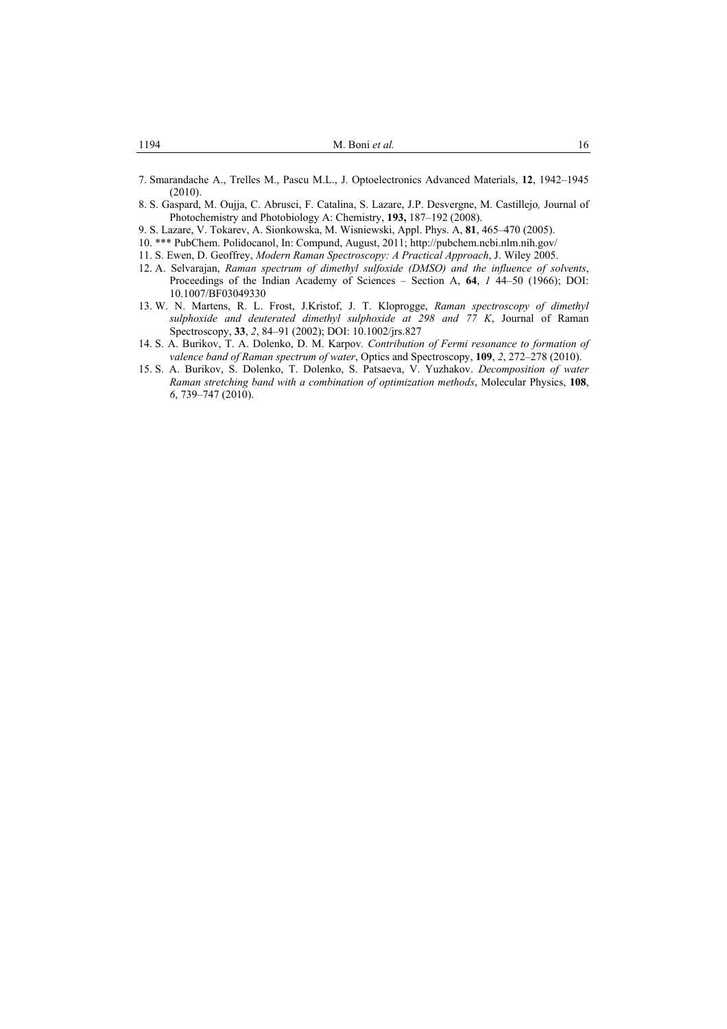7. Smarandache A., Trelles M., Pascu M.L., J. Optoelectronics Advanced Materials, **12**, 1942–1945 (2010).
8. S. Gaspard, M. Oujja, C. Abrusci, F. Catalina, S. Lazare, J.P. Desvergne, M. Castillejo*,* Journal of Photochemistry and Photobiology A: Chemistry, **193,** 187–192 (2008).
9. S. Lazare, V. Tokarev, A. Sionkowska, M. Wisniewski, Appl. Phys. A, **81**, 465–470 (2005).
10. *** PubChem. Polidocanol, In: Compund, August, 2011; http://pubchem.ncbi.nlm.nih.gov/
11. S. Ewen, D. Geoffrey, *Modern Raman Spectroscopy: A Practical Approach*, J. Wiley 2005.
12. A. Selvarajan, *Raman spectrum of dimethyl sulfoxide (DMSO) and the influence of solvents*, Proceedings of the Indian Academy of Sciences – Section A, **64**, *1* 44–50 (1966); DOI: 10.1007/BF03049330
13. W. N. Martens, R. L. Frost, J.Kristof, J. T. Kloprogge, *Raman spectroscopy of dimethyl sulphoxide and deuterated dimethyl sulphoxide at 298 and 77 K*, Journal of Raman Spectroscopy, **33**, *2*, 84–91 (2002); DOI: 10.1002/jrs.827
14. S. A. Burikov, T. A. Dolenko, D. M. Karpov. *Contribution of Fermi resonance to formation of valence band of Raman spectrum of water*, Optics and Spectroscopy, **109**, *2*, 272–278 (2010).
15. S. A. Burikov, S. Dolenko, T. Dolenko, S. Patsaeva, V. Yuzhakov. *Decomposition of water Raman stretching band with a combination of optimization methods*, Molecular Physics, **108**, *6*, 739–747 (2010).